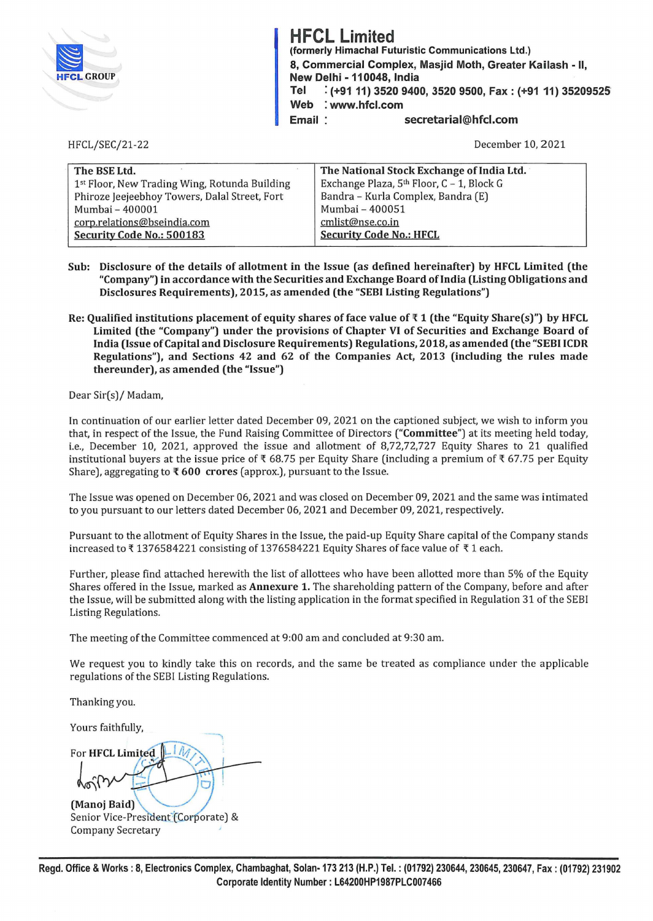# HFCL Limited

**(formerly Himachal Futuristic Communications Ltd.)**
**8, Commercial Complex, Masjid Moth, Greater Kailash - II,**
**New Delhi - 110048, India**
**Tel : (+91 11) 3520 9400, 3520 9500, Fax : (+91 11) 35209525**
**Web : www.hfcl.com**
**Email : secretarial@hfcl.com**

HFCL/SEC/21-22

December 10, 2021

| The BSE Ltd. | The National Stock Exchange of India Ltd. |
|---|---|
| 1st Floor, New Trading Wing, Rotunda Building<br>Phiroze Jeejeebhoy Towers, Dalal Street, Fort<br>Mumbai – 400001<br>corp.relations@bseindia.com<br>**Security Code No.: 500183** | Exchange Plaza, 5th Floor, C – 1, Block G<br>Bandra – Kurla Complex, Bandra (E)<br>Mumbai – 400051<br>cmlist@nse.co.in<br>**Security Code No.: HFCL** |

**Sub: Disclosure of the details of allotment in the Issue (as defined hereinafter) by HFCL Limited (the "Company") in accordance with the Securities and Exchange Board of India (Listing Obligations and Disclosures Requirements), 2015, as amended (the "SEBI Listing Regulations")**

**Re: Qualified institutions placement of equity shares of face value of ₹ 1 (the "Equity Share(s)") by HFCL Limited (the "Company") under the provisions of Chapter VI of Securities and Exchange Board of India (Issue of Capital and Disclosure Requirements) Regulations, 2018, as amended (the "SEBI ICDR Regulations"), and Sections 42 and 62 of the Companies Act, 2013 (including the rules made thereunder), as amended (the "Issue")**

Dear Sir(s)/ Madam,

In continuation of our earlier letter dated December 09, 2021 on the captioned subject, we wish to inform you that, in respect of the Issue, the Fund Raising Committee of Directors (**"Committee"**) at its meeting held today, i.e., December 10, 2021, approved the issue and allotment of 8,72,72,727 Equity Shares to 21 qualified institutional buyers at the issue price of ₹ 68.75 per Equity Share (including a premium of ₹ 67.75 per Equity Share), aggregating to **₹ 600 crores** (approx.), pursuant to the Issue.

The Issue was opened on December 06, 2021 and was closed on December 09, 2021 and the same was intimated to you pursuant to our letters dated December 06, 2021 and December 09, 2021, respectively.

Pursuant to the allotment of Equity Shares in the Issue, the paid-up Equity Share capital of the Company stands increased to ₹ 1376584221 consisting of 1376584221 Equity Shares of face value of ₹ 1 each.

Further, please find attached herewith the list of allottees who have been allotted more than 5% of the Equity Shares offered in the Issue, marked as **Annexure 1.** The shareholding pattern of the Company, before and after the Issue, will be submitted along with the listing application in the format specified in Regulation 31 of the SEBI Listing Regulations.

The meeting of the Committee commenced at 9:00 am and concluded at 9:30 am.

We request you to kindly take this on records, and the same be treated as compliance under the applicable regulations of the SEBI Listing Regulations.

Thanking you.

Yours faithfully,

For **HFCL Limited**

**(Manoj Baid)**
Senior Vice-President (Corporate) &
Company Secretary

**Regd. Office & Works : 8, Electronics Complex, Chambaghat, Solan- 173 213 (H.P.) Tel. : (01792) 230644, 230645, 230647, Fax : (01792) 231902**
**Corporate Identity Number : L64200HP1987PLC007466**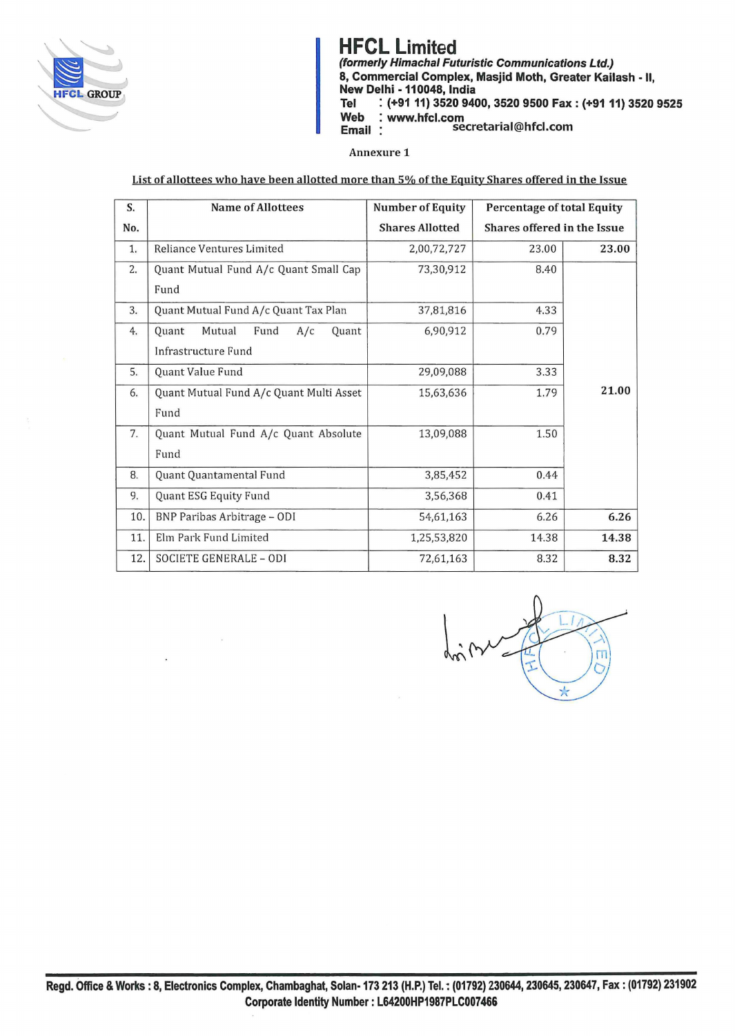# HFCL Limited

***(formerly Himachal Futuristic Communications Ltd.)***
**8, Commercial Complex, Masjid Moth, Greater Kailash - II, New Delhi - 110048, India**
**Tel : (+91 11) 3520 9400, 3520 9500 Fax : (+91 11) 3520 9525**
**Web : www.hfcl.com**
**Email : secretarial@hfcl.com**

Annexure 1

List of allottees who have been allotted more than 5% of the Equity Shares offered in the Issue

| S. No. | Name of Allottees | Number of Equity Shares Allotted | Percentage of total Equity Shares offered in the Issue | |
|---|---|---|---|---|
| 1. | Reliance Ventures Limited | 2,00,72,727 | 23.00 | **23.00** |
| 2. | Quant Mutual Fund A/c Quant Small Cap Fund | 73,30,912 | 8.40 | **21.00** |
| 3. | Quant Mutual Fund A/c Quant Tax Plan | 37,81,816 | 4.33 | |
| 4. | Quant Mutual Fund A/c Quant Infrastructure Fund | 6,90,912 | 0.79 | |
| 5. | Quant Value Fund | 29,09,088 | 3.33 | |
| 6. | Quant Mutual Fund A/c Quant Multi Asset Fund | 15,63,636 | 1.79 | |
| 7. | Quant Mutual Fund A/c Quant Absolute Fund | 13,09,088 | 1.50 | |
| 8. | Quant Quantamental Fund | 3,85,452 | 0.44 | |
| 9. | Quant ESG Equity Fund | 3,56,368 | 0.41 | |
| 10. | BNP Paribas Arbitrage – ODI | 54,61,163 | 6.26 | **6.26** |
| 11. | Elm Park Fund Limited | 1,25,53,820 | 14.38 | **14.38** |
| 12. | SOCIETE GENERALE – ODI | 72,61,163 | 8.32 | **8.32** |

**Regd. Office & Works : 8, Electronics Complex, Chambaghat, Solan- 173 213 (H.P.) Tel. : (01792) 230644, 230645, 230647, Fax : (01792) 231902**
**Corporate Identity Number : L64200HP1987PLC007466**